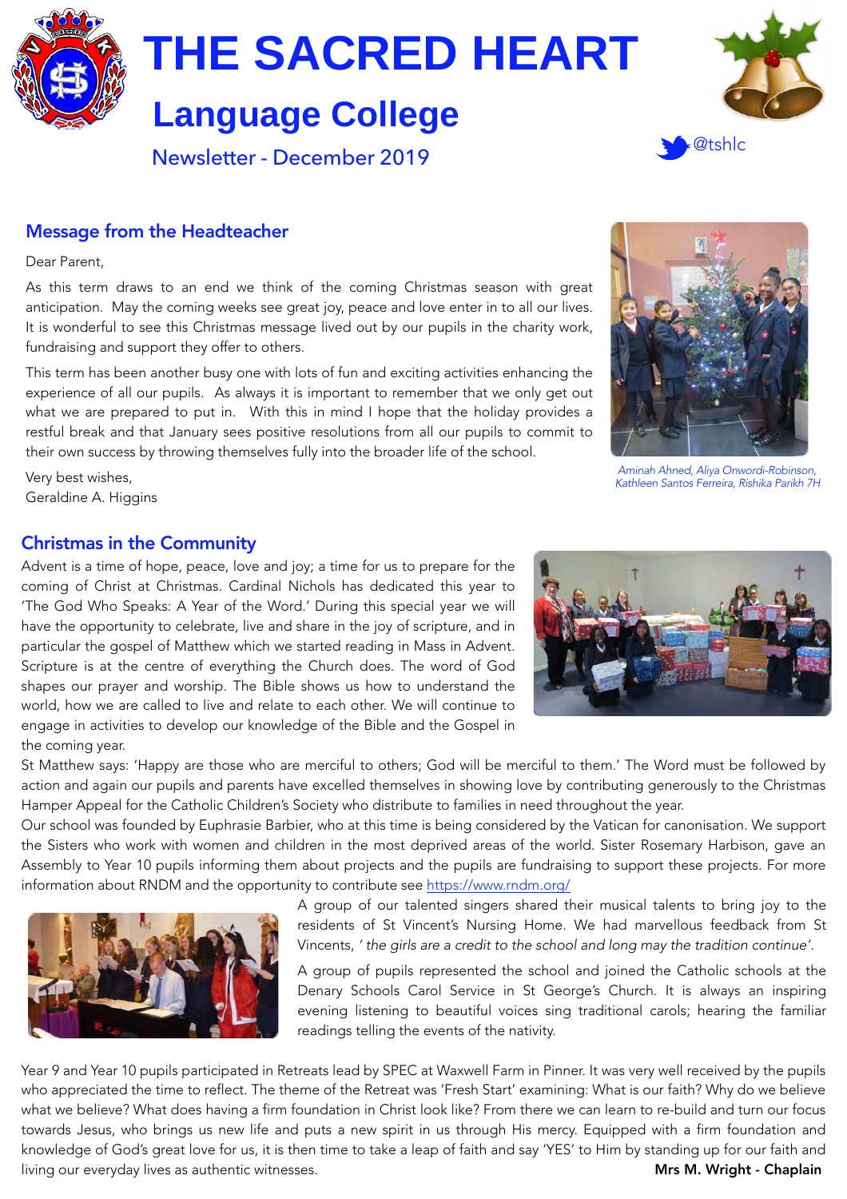# THE SACRED HEART

## Language College

Newsletter - December 2019

@tshlc

## Message from the Headteacher

Dear Parent,

As this term draws to an end we think of the coming Christmas season with great anticipation. May the coming weeks see great joy, peace and love enter in to all our lives. It is wonderful to see this Christmas message lived out by our pupils in the charity work, fundraising and support they offer to others.

This term has been another busy one with lots of fun and exciting activities enhancing the experience of all our pupils. As always it is important to remember that we only get out what we are prepared to put in. With this in mind I hope that the holiday provides a restful break and that January sees positive resolutions from all our pupils to commit to their own success by throwing themselves fully into the broader life of the school.

Very best wishes,
Geraldine A. Higgins

*Aminah Ahned, Aliya Onwordi-Robinson, Kathleen Santos Ferreira, Rishika Parikh 7H*

## Christmas in the Community

Advent is a time of hope, peace, love and joy; a time for us to prepare for the coming of Christ at Christmas. Cardinal Nichols has dedicated this year to 'The God Who Speaks: A Year of the Word.' During this special year we will have the opportunity to celebrate, live and share in the joy of scripture, and in particular the gospel of Matthew which we started reading in Mass in Advent. Scripture is at the centre of everything the Church does. The word of God shapes our prayer and worship. The Bible shows us how to understand the world, how we are called to live and relate to each other. We will continue to engage in activities to develop our knowledge of the Bible and the Gospel in the coming year.

St Matthew says: 'Happy are those who are merciful to others; God will be merciful to them.' The Word must be followed by action and again our pupils and parents have excelled themselves in showing love by contributing generously to the Christmas Hamper Appeal for the Catholic Children's Society who distribute to families in need throughout the year.

Our school was founded by Euphrasie Barbier, who at this time is being considered by the Vatican for canonisation. We support the Sisters who work with women and children in the most deprived areas of the world. Sister Rosemary Harbison, gave an Assembly to Year 10 pupils informing them about projects and the pupils are fundraising to support these projects. For more information about RNDM and the opportunity to contribute see https://www.rndm.org/

A group of our talented singers shared their musical talents to bring joy to the residents of St Vincent's Nursing Home. We had marvellous feedback from St Vincents, '*the girls are a credit to the school and long may the tradition continue*'.

A group of pupils represented the school and joined the Catholic schools at the Denary Schools Carol Service in St George's Church. It is always an inspiring evening listening to beautiful voices sing traditional carols; hearing the familiar readings telling the events of the nativity.

Year 9 and Year 10 pupils participated in Retreats lead by SPEC at Waxwell Farm in Pinner. It was very well received by the pupils who appreciated the time to reflect. The theme of the Retreat was 'Fresh Start' examining: What is our faith? Why do we believe what we believe? What does having a firm foundation in Christ look like? From there we can learn to re-build and turn our focus towards Jesus, who brings us new life and puts a new spirit in us through His mercy. Equipped with a firm foundation and knowledge of God's great love for us, it is then time to take a leap of faith and say 'YES' to Him by standing up for our faith and living our everyday lives as authentic witnesses.

**Mrs M. Wright - Chaplain**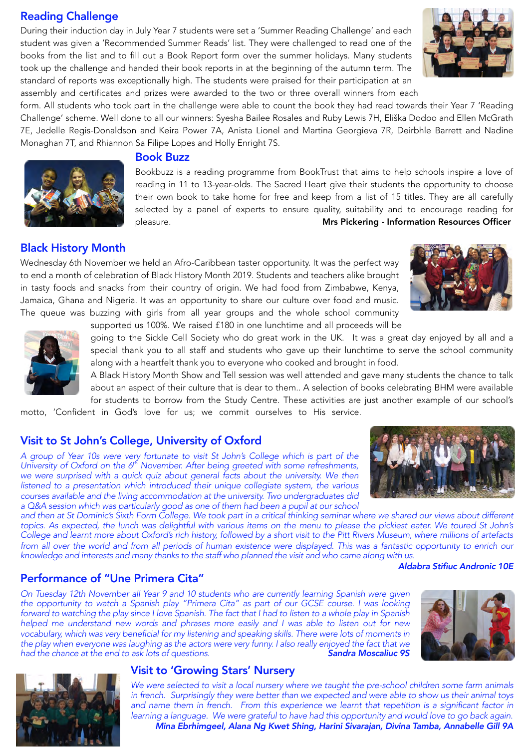## Reading Challenge

During their induction day in July Year 7 students were set a 'Summer Reading Challenge' and each student was given a 'Recommended Summer Reads' list. They were challenged to read one of the books from the list and to fill out a Book Report form over the summer holidays. Many students took up the challenge and handed their book reports in at the beginning of the autumn term. The standard of reports was exceptionally high. The students were praised for their participation at an assembly and certificates and prizes were awarded to the two or three overall winners from each form. All students who took part in the challenge were able to count the book they had read towards their Year 7 'Reading Challenge' scheme. Well done to all our winners: Syesha Bailee Rosales and Ruby Lewis 7H, Eliška Dodoo and Ellen McGrath 7E, Jedelle Regis-Donaldson and Keira Power 7A, Anista Lionel and Martina Georgieva 7R, Deirbhle Barrett and Nadine Monaghan 7T, and Rhiannon Sa Filipe Lopes and Holly Enright 7S.

## Book Buzz

Bookbuzz is a reading programme from BookTrust that aims to help schools inspire a love of reading in 11 to 13-year-olds. The Sacred Heart give their students the opportunity to choose their own book to take home for free and keep from a list of 15 titles. They are all carefully selected by a panel of experts to ensure quality, suitability and to encourage reading for pleasure.

**Mrs Pickering - Information Resources Officer**

## Black History Month

Wednesday 6th November we held an Afro-Caribbean taster opportunity. It was the perfect way to end a month of celebration of Black History Month 2019. Students and teachers alike brought in tasty foods and snacks from their country of origin. We had food from Zimbabwe, Kenya, Jamaica, Ghana and Nigeria. It was an opportunity to share our culture over food and music. The queue was buzzing with girls from all year groups and the whole school community supported us 100%. We raised £180 in one lunchtime and all proceeds will be going to the Sickle Cell Society who do great work in the UK. It was a great day enjoyed by all and a special thank you to all staff and students who gave up their lunchtime to serve the school community along with a heartfelt thank you to everyone who cooked and brought in food.

A Black History Month Show and Tell session was well attended and gave many students the chance to talk about an aspect of their culture that is dear to them.. A selection of books celebrating BHM were available for students to borrow from the Study Centre. These activities are just another example of our school's motto, 'Confident in God's love for us; we commit ourselves to His service.

## Visit to St John's College, University of Oxford

*A group of Year 10s were very fortunate to visit St John's College which is part of the University of Oxford on the 6th November. After being greeted with some refreshments, we were surprised with a quick quiz about general facts about the university. We then listened to a presentation which introduced their unique collegiate system, the various courses available and the living accommodation at the university. Two undergraduates did a Q&A session which was particularly good as one of them had been a pupil at our school and then at St Dominic's Sixth Form College. We took part in a critical thinking seminar where we shared our views about different topics. As expected, the lunch was delightful with various items on the menu to please the pickiest eater. We toured St John's College and learnt more about Oxford's rich history, followed by a short visit to the Pitt Rivers Museum, where millions of artefacts from all over the world and from all periods of human existence were displayed. This was a fantastic opportunity to enrich our knowledge and interests and many thanks to the staff who planned the visit and who came along with us.*

***Aldabra Stifiuc Andronic 10E***

## Performance of "Une Primera Cita"

*On Tuesday 12th November all Year 9 and 10 students who are currently learning Spanish were given the opportunity to watch a Spanish play "Primera Cita" as part of our GCSE course. I was looking forward to watching the play since I love Spanish. The fact that I had to listen to a whole play in Spanish helped me understand new words and phrases more easily and I was able to listen out for new vocabulary, which was very beneficial for my listening and speaking skills. There were lots of moments in the play when everyone was laughing as the actors were very funny. I also really enjoyed the fact that we had the chance at the end to ask lots of questions.*

***Sandra Moscaliuc 9S***

## Visit to 'Growing Stars' Nursery

*We were selected to visit a local nursery where we taught the pre-school children some farm animals in french. Surprisingly they were better than we expected and were able to show us their animal toys and name them in french. From this experience we learnt that repetition is a significant factor in learning a language. We were grateful to have had this opportunity and would love to go back again.*

***Mina Ebrhimgeel, Alana Ng Kwet Shing, Harini Sivarajan, Divina Tamba, Annabelle Gill 9A***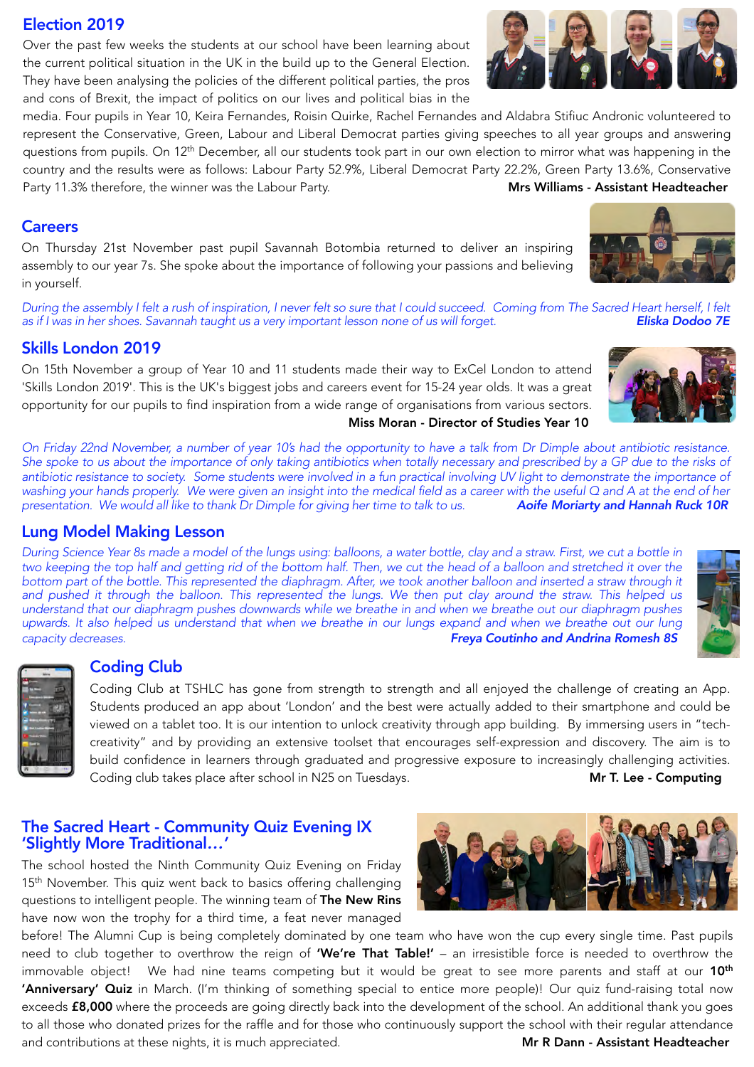## Election 2019

Over the past few weeks the students at our school have been learning about the current political situation in the UK in the build up to the General Election. They have been analysing the policies of the different political parties, the pros and cons of Brexit, the impact of politics on our lives and political bias in the media. Four pupils in Year 10, Keira Fernandes, Roisin Quirke, Rachel Fernandes and Aldabra Stifiuc Andronic volunteered to represent the Conservative, Green, Labour and Liberal Democrat parties giving speeches to all year groups and answering questions from pupils. On 12th December, all our students took part in our own election to mirror what was happening in the country and the results were as follows: Labour Party 52.9%, Liberal Democrat Party 22.2%, Green Party 13.6%, Conservative Party 11.3% therefore, the winner was the Labour Party.

**Mrs Williams - Assistant Headteacher**

## Careers

On Thursday 21st November past pupil Savannah Botombia returned to deliver an inspiring assembly to our year 7s. She spoke about the importance of following your passions and believing in yourself.

*During the assembly I felt a rush of inspiration, I never felt so sure that I could succeed. Coming from The Sacred Heart herself, I felt as if I was in her shoes. Savannah taught us a very important lesson none of us will forget.* ***Eliska Dodoo 7E***

## Skills London 2019

On 15th November a group of Year 10 and 11 students made their way to ExCel London to attend 'Skills London 2019'. This is the UK's biggest jobs and careers event for 15-24 year olds. It was a great opportunity for our pupils to find inspiration from a wide range of organisations from various sectors.

**Miss Moran - Director of Studies Year 10**

*On Friday 22nd November, a number of year 10's had the opportunity to have a talk from Dr Dimple about antibiotic resistance. She spoke to us about the importance of only taking antibiotics when totally necessary and prescribed by a GP due to the risks of antibiotic resistance to society. Some students were involved in a fun practical involving UV light to demonstrate the importance of washing your hands properly. We were given an insight into the medical field as a career with the useful Q and A at the end of her presentation. We would all like to thank Dr Dimple for giving her time to talk to us.* ***Aoife Moriarty and Hannah Ruck 10R***

## Lung Model Making Lesson

*During Science Year 8s made a model of the lungs using: balloons, a water bottle, clay and a straw. First, we cut a bottle in two keeping the top half and getting rid of the bottom half. Then, we cut the head of a balloon and stretched it over the bottom part of the bottle. This represented the diaphragm. After, we took another balloon and inserted a straw through it and pushed it through the balloon. This represented the lungs. We then put clay around the straw. This helped us understand that our diaphragm pushes downwards while we breathe in and when we breathe out our diaphragm pushes upwards. It also helped us understand that when we breathe in our lungs expand and when we breathe out our lung capacity decreases.* ***Freya Coutinho and Andrina Romesh 8S***

## Coding Club

Coding Club at TSHLC has gone from strength to strength and all enjoyed the challenge of creating an App. Students produced an app about 'London' and the best were actually added to their smartphone and could be viewed on a tablet too. It is our intention to unlock creativity through app building. By immersing users in "tech-creativity" and by providing an extensive toolset that encourages self-expression and discovery. The aim is to build confidence in learners through graduated and progressive exposure to increasingly challenging activities. Coding club takes place after school in N25 on Tuesdays.

**Mr T. Lee - Computing**

## The Sacred Heart - Community Quiz Evening IX 'Slightly More Traditional…'

The school hosted the Ninth Community Quiz Evening on Friday 15th November. This quiz went back to basics offering challenging questions to intelligent people. The winning team of **The New Rins** have now won the trophy for a third time, a feat never managed before! The Alumni Cup is being completely dominated by one team who have won the cup every single time. Past pupils need to club together to overthrow the reign of **'We're That Table!'** – an irresistible force is needed to overthrow the immovable object! We had nine teams competing but it would be great to see more parents and staff at our **10th 'Anniversary' Quiz** in March. (I'm thinking of something special to entice more people)! Our quiz fund-raising total now exceeds **£8,000** where the proceeds are going directly back into the development of the school. An additional thank you goes to all those who donated prizes for the raffle and for those who continuously support the school with their regular attendance and contributions at these nights, it is much appreciated.

**Mr R Dann - Assistant Headteacher**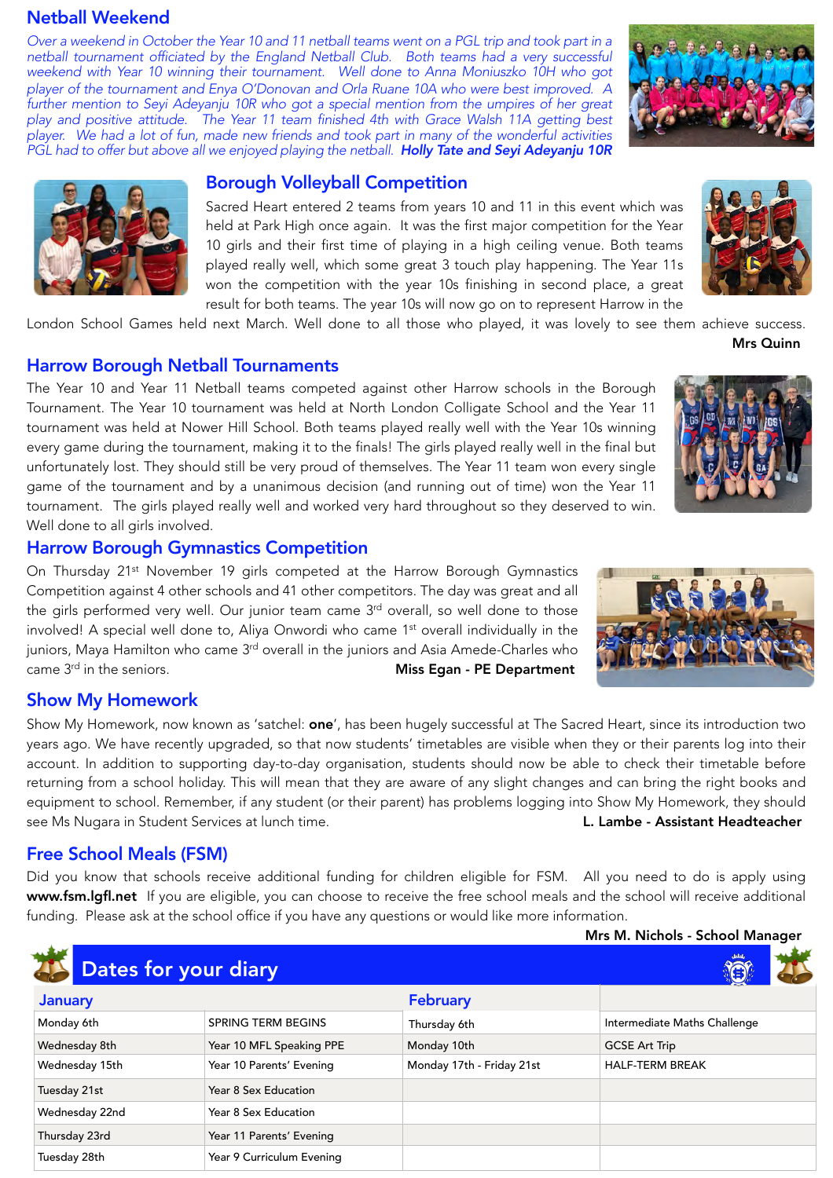## Netball Weekend

*Over a weekend in October the Year 10 and 11 netball teams went on a PGL trip and took part in a netball tournament officiated by the England Netball Club. Both teams had a very successful weekend with Year 10 winning their tournament. Well done to Anna Moniuszko 10H who got player of the tournament and Enya O'Donovan and Orla Ruane 10A who were best improved. A further mention to Seyi Adeyanju 10R who got a special mention from the umpires of her great play and positive attitude. The Year 11 team finished 4th with Grace Walsh 11A getting best player. We had a lot of fun, made new friends and took part in many of the wonderful activities PGL had to offer but above all we enjoyed playing the netball.* ***Holly Tate and Seyi Adeyanju 10R***

## Borough Volleyball Competition

Sacred Heart entered 2 teams from years 10 and 11 in this event which was held at Park High once again. It was the first major competition for the Year 10 girls and their first time of playing in a high ceiling venue. Both teams played really well, which some great 3 touch play happening. The Year 11s won the competition with the year 10s finishing in second place, a great result for both teams. The year 10s will now go on to represent Harrow in the London School Games held next March. Well done to all those who played, it was lovely to see them achieve success.

**Mrs Quinn**

## Harrow Borough Netball Tournaments

The Year 10 and Year 11 Netball teams competed against other Harrow schools in the Borough Tournament. The Year 10 tournament was held at North London Colligate School and the Year 11 tournament was held at Nower Hill School. Both teams played really well with the Year 10s winning every game during the tournament, making it to the finals! The girls played really well in the final but unfortunately lost. They should still be very proud of themselves. The Year 11 team won every single game of the tournament and by a unanimous decision (and running out of time) won the Year 11 tournament. The girls played really well and worked very hard throughout so they deserved to win. Well done to all girls involved.

## Harrow Borough Gymnastics Competition

On Thursday 21st November 19 girls competed at the Harrow Borough Gymnastics Competition against 4 other schools and 41 other competitors. The day was great and all the girls performed very well. Our junior team came 3rd overall, so well done to those involved! A special well done to, Aliya Onwordi who came 1st overall individually in the juniors, Maya Hamilton who came 3rd overall in the juniors and Asia Amede-Charles who came 3rd in the seniors.

**Miss Egan - PE Department**

## Show My Homework

Show My Homework, now known as 'satchel: **one**', has been hugely successful at The Sacred Heart, since its introduction two years ago. We have recently upgraded, so that now students' timetables are visible when they or their parents log into their account. In addition to supporting day-to-day organisation, students should now be able to check their timetable before returning from a school holiday. This will mean that they are aware of any slight changes and can bring the right books and equipment to school. Remember, if any student (or their parent) has problems logging into Show My Homework, they should see Ms Nugara in Student Services at lunch time.

**L. Lambe - Assistant Headteacher**

## Free School Meals (FSM)

Did you know that schools receive additional funding for children eligible for FSM. All you need to do is apply using **www.fsm.lgfl.net** If you are eligible, you can choose to receive the free school meals and the school will receive additional funding. Please ask at the school office if you have any questions or would like more information.

**Mrs M. Nichols - School Manager**

## Dates for your diary

| January | | February | |
|---|---|---|---|
| Monday 6th | SPRING TERM BEGINS | Thursday 6th | Intermediate Maths Challenge |
| Wednesday 8th | Year 10 MFL Speaking PPE | Monday 10th | GCSE Art Trip |
| Wednesday 15th | Year 10 Parents' Evening | Monday 17th - Friday 21st | HALF-TERM BREAK |
| Tuesday 21st | Year 8 Sex Education | | |
| Wednesday 22nd | Year 8 Sex Education | | |
| Thursday 23rd | Year 11 Parents' Evening | | |
| Tuesday 28th | Year 9 Curriculum Evening | | |